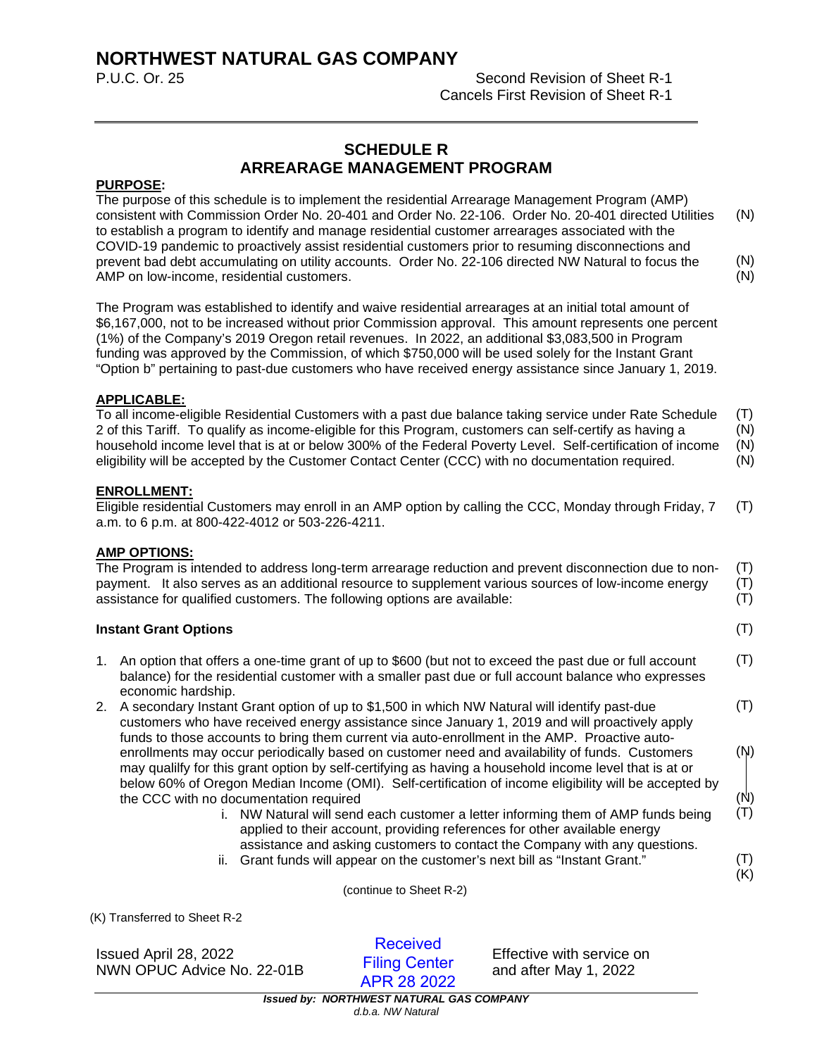# NORTHWEST NATURAL GAS COMPANY

P.U.C. Or. 25

Second Revision of Sheet R-1
Cancels First Revision of Sheet R-1

## SCHEDULE R
## ARREARAGE MANAGEMENT PROGRAM

**PURPOSE:**

The purpose of this schedule is to implement the residential Arrearage Management Program (AMP) consistent with Commission Order No. 20-401 and Order No. 22-106. Order No. 20-401 directed Utilities to establish a program to identify and manage residential customer arrearages associated with the COVID-19 pandemic to proactively assist residential customers prior to resuming disconnections and prevent bad debt accumulating on utility accounts. Order No. 22-106 directed NW Natural to focus the AMP on low-income, residential customers. (N) (N) (N)

The Program was established to identify and waive residential arrearages at an initial total amount of $6,167,000, not to be increased without prior Commission approval. This amount represents one percent (1%) of the Company's 2019 Oregon retail revenues. In 2022, an additional $3,083,500 in Program funding was approved by the Commission, of which $750,000 will be used solely for the Instant Grant "Option b" pertaining to past-due customers who have received energy assistance since January 1, 2019.

**APPLICABLE:**

To all income-eligible Residential Customers with a past due balance taking service under Rate Schedule 2 of this Tariff. To qualify as income-eligible for this Program, customers can self-certify as having a household income level that is at or below 300% of the Federal Poverty Level. Self-certification of income eligibility will be accepted by the Customer Contact Center (CCC) with no documentation required. (T) (N) (N) (N)

**ENROLLMENT:**

Eligible residential Customers may enroll in an AMP option by calling the CCC, Monday through Friday, 7 a.m. to 6 p.m. at 800-422-4012 or 503-226-4211. (T)

**AMP OPTIONS:**

The Program is intended to address long-term arrearage reduction and prevent disconnection due to non-payment. It also serves as an additional resource to supplement various sources of low-income energy assistance for qualified customers. The following options are available: (T) (T) (T)

**Instant Grant Options** (T)

1. An option that offers a one-time grant of up to $600 (but not to exceed the past due or full account balance) for the residential customer with a smaller past due or full account balance who expresses economic hardship. (T)
2. A secondary Instant Grant option of up to $1,500 in which NW Natural will identify past-due customers who have received energy assistance since January 1, 2019 and will proactively apply funds to those accounts to bring them current via auto-enrollment in the AMP. Proactive auto-enrollments may occur periodically based on customer need and availability of funds. Customers may qualilfy for this grant option by self-certifying as having a household income level that is at or below 60% of Oregon Median Income (OMI). Self-certification of income eligibility will be accepted by the CCC with no documentation required (T) (N) (N)
   i. NW Natural will send each customer a letter informing them of AMP funds being applied to their account, providing references for other available energy assistance and asking customers to contact the Company with any questions. (T)
   ii. Grant funds will appear on the customer's next bill as "Instant Grant." (T) (K)

(continue to Sheet R-2)

(K) Transferred to Sheet R-2

Issued April 28, 2022
NWN OPUC Advice No. 22-01B

Received
Filing Center
APR 28 2022

Effective with service on and after May 1, 2022

*Issued by: NORTHWEST NATURAL GAS COMPANY*
*d.b.a. NW Natural*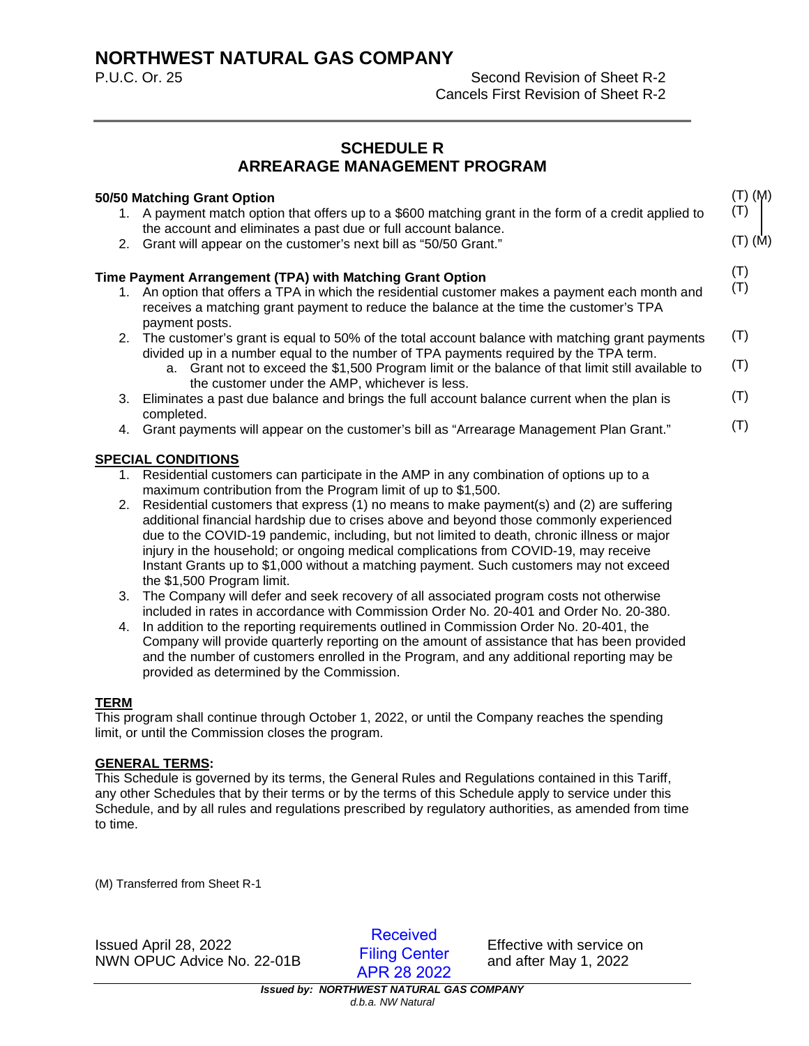# NORTHWEST NATURAL GAS COMPANY

P.U.C. Or. 25

Second Revision of Sheet R-2
Cancels First Revision of Sheet R-2

## SCHEDULE R
## ARREARAGE MANAGEMENT PROGRAM

**50/50 Matching Grant Option** (T) (M)

1. A payment match option that offers up to a $600 matching grant in the form of a credit applied to the account and eliminates a past due or full account balance. (T)
2. Grant will appear on the customer's next bill as "50/50 Grant." (T) (M)

**Time Payment Arrangement (TPA) with Matching Grant Option** (T)

1. An option that offers a TPA in which the residential customer makes a payment each month and receives a matching grant payment to reduce the balance at the time the customer's TPA payment posts. (T)
2. The customer's grant is equal to 50% of the total account balance with matching grant payments divided up in a number equal to the number of TPA payments required by the TPA term. (T)
   a. Grant not to exceed the $1,500 Program limit or the balance of that limit still available to the customer under the AMP, whichever is less. (T)
3. Eliminates a past due balance and brings the full account balance current when the plan is completed. (T)
4. Grant payments will appear on the customer's bill as "Arrearage Management Plan Grant." (T)

**SPECIAL CONDITIONS**

1. Residential customers can participate in the AMP in any combination of options up to a maximum contribution from the Program limit of up to $1,500.
2. Residential customers that express (1) no means to make payment(s) and (2) are suffering additional financial hardship due to crises above and beyond those commonly experienced due to the COVID-19 pandemic, including, but not limited to death, chronic illness or major injury in the household; or ongoing medical complications from COVID-19, may receive Instant Grants up to $1,000 without a matching payment. Such customers may not exceed the $1,500 Program limit.
3. The Company will defer and seek recovery of all associated program costs not otherwise included in rates in accordance with Commission Order No. 20-401 and Order No. 20-380.
4. In addition to the reporting requirements outlined in Commission Order No. 20-401, the Company will provide quarterly reporting on the amount of assistance that has been provided and the number of customers enrolled in the Program, and any additional reporting may be provided as determined by the Commission.

**TERM**

This program shall continue through October 1, 2022, or until the Company reaches the spending limit, or until the Commission closes the program.

**GENERAL TERMS:**

This Schedule is governed by its terms, the General Rules and Regulations contained in this Tariff, any other Schedules that by their terms or by the terms of this Schedule apply to service under this Schedule, and by all rules and regulations prescribed by regulatory authorities, as amended from time to time.

(M) Transferred from Sheet R-1

Issued April 28, 2022
NWN OPUC Advice No. 22-01B

Received
Filing Center
APR 28 2022

Effective with service on and after May 1, 2022

*Issued by: NORTHWEST NATURAL GAS COMPANY*
*d.b.a. NW Natural*